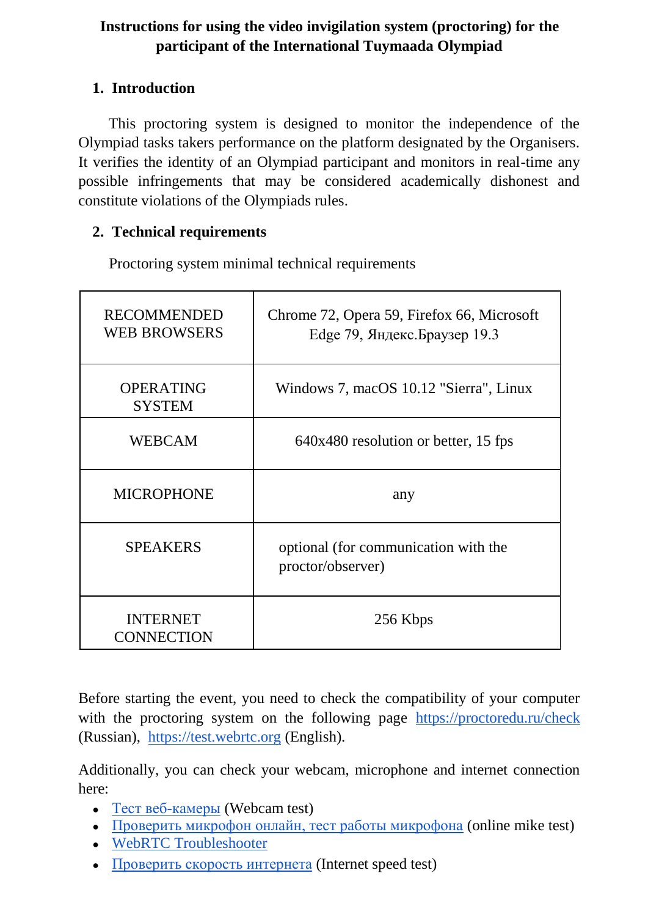# Instructions for using the video invigilation system (proctoring) for the participant of the International Tuymaada Olympiad

## 1. Introduction

This proctoring system is designed to monitor the independence of the Olympiad tasks takers performance on the platform designated by the Organisers. It verifies the identity of an Olympiad participant and monitors in real-time any possible infringements that may be considered academically dishonest and constitute violations of the Olympiads rules.

## 2. Technical requirements

Proctoring system minimal technical requirements

| | |
|---|---|
| RECOMMENDED WEB BROWSERS | Chrome 72, Opera 59, Firefox 66, Microsoft Edge 79, Яндекс.Браузер 19.3 |
| OPERATING SYSTEM | Windows 7, macOS 10.12 "Sierra", Linux |
| WEBCAM | 640x480 resolution or better, 15 fps |
| MICROPHONE | any |
| SPEAKERS | optional (for communication with the proctor/observer) |
| INTERNET CONNECTION | 256 Kbps |

Before starting the event, you need to check the compatibility of your computer with the proctoring system on the following page https://proctoredu.ru/check (Russian), https://test.webrtc.org (English).

Additionally, you can check your webcam, microphone and internet connection here:

- Тест веб-камеры (Webcam test)
- Проверить микрофон онлайн, тест работы микрофона (online mike test)
- WebRTC Troubleshooter
- Проверить скорость интернета (Internet speed test)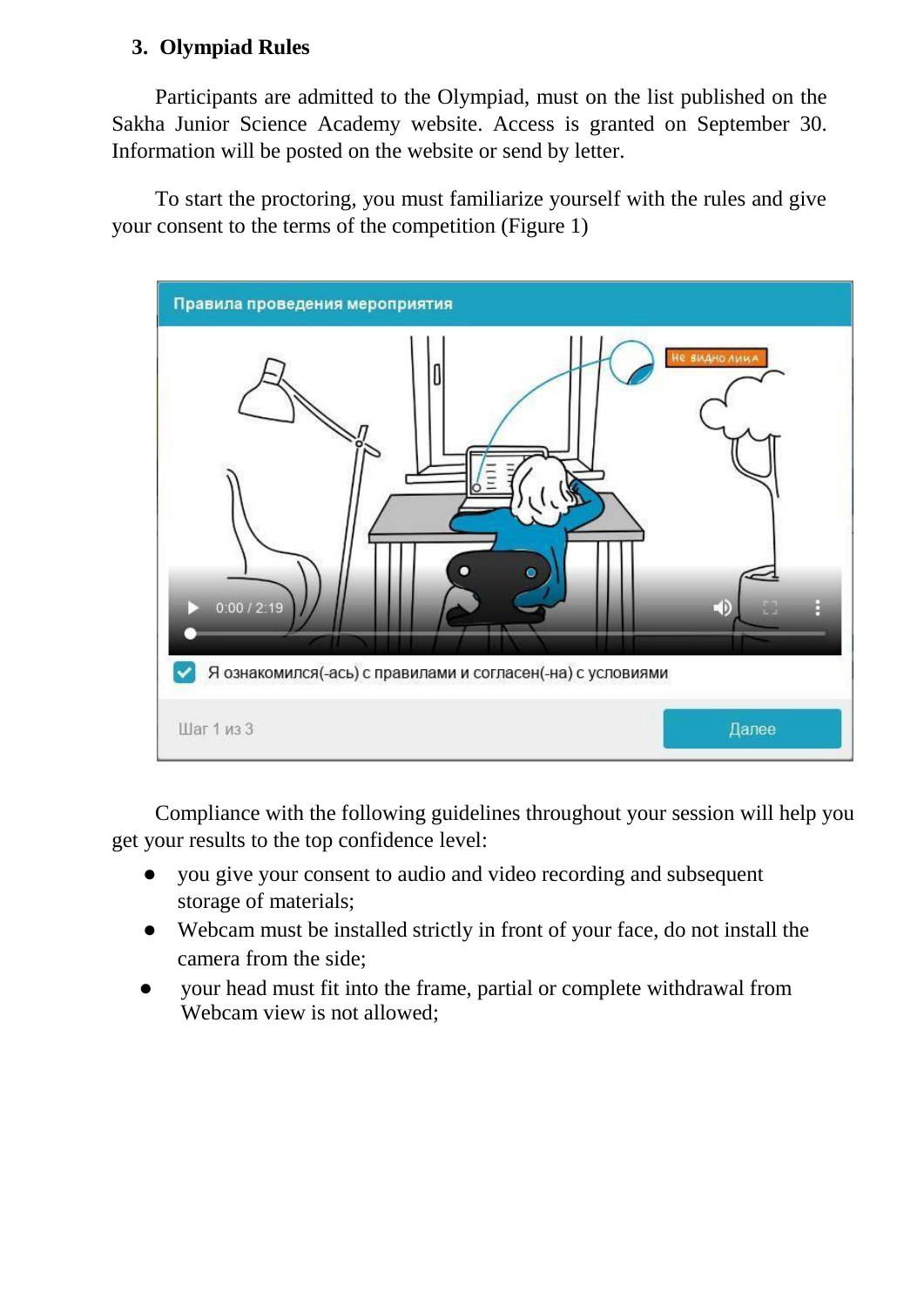### 3. Olympiad Rules

Participants are admitted to the Olympiad, must on the list published on the Sakha Junior Science Academy website. Access is granted on September 30. Information will be posted on the website or send by letter.

To start the proctoring, you must familiarize yourself with the rules and give your consent to the terms of the competition (Figure 1)

Compliance with the following guidelines throughout your session will help you get your results to the top confidence level:

- you give your consent to audio and video recording and subsequent storage of materials;
- Webcam must be installed strictly in front of your face, do not install the camera from the side;
- your head must fit into the frame, partial or complete withdrawal from Webcam view is not allowed;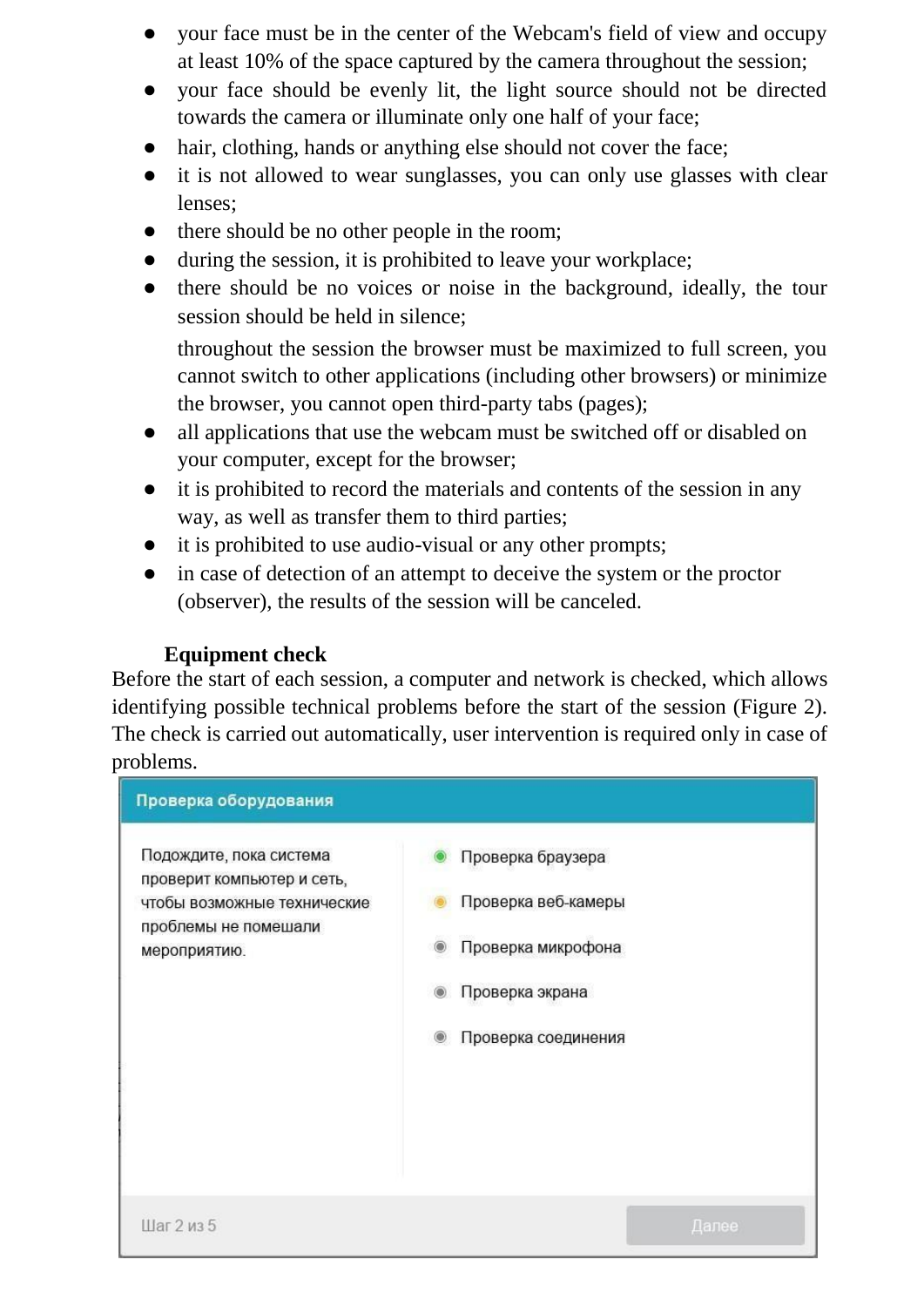- your face must be in the center of the Webcam's field of view and occupy at least 10% of the space captured by the camera throughout the session;
- your face should be evenly lit, the light source should not be directed towards the camera or illuminate only one half of your face;
- hair, clothing, hands or anything else should not cover the face;
- it is not allowed to wear sunglasses, you can only use glasses with clear lenses;
- there should be no other people in the room;
- during the session, it is prohibited to leave your workplace;
- there should be no voices or noise in the background, ideally, the tour session should be held in silence;

  throughout the session the browser must be maximized to full screen, you cannot switch to other applications (including other browsers) or minimize the browser, you cannot open third-party tabs (pages);
- all applications that use the webcam must be switched off or disabled on your computer, except for the browser;
- it is prohibited to record the materials and contents of the session in any way, as well as transfer them to third parties;
- it is prohibited to use audio-visual or any other prompts;
- in case of detection of an attempt to deceive the system or the proctor (observer), the results of the session will be canceled.

**Equipment check**

Before the start of each session, a computer and network is checked, which allows identifying possible technical problems before the start of the session (Figure 2). The check is carried out automatically, user intervention is required only in case of problems.

Проверка оборудования

Подождите, пока система проверит компьютер и сеть, чтобы возможные технические проблемы не помешали мероприятию.

- Проверка браузера
- Проверка веб-камеры
- Проверка микрофона
- Проверка экрана
- Проверка соединения

Шаг 2 из 5

Далее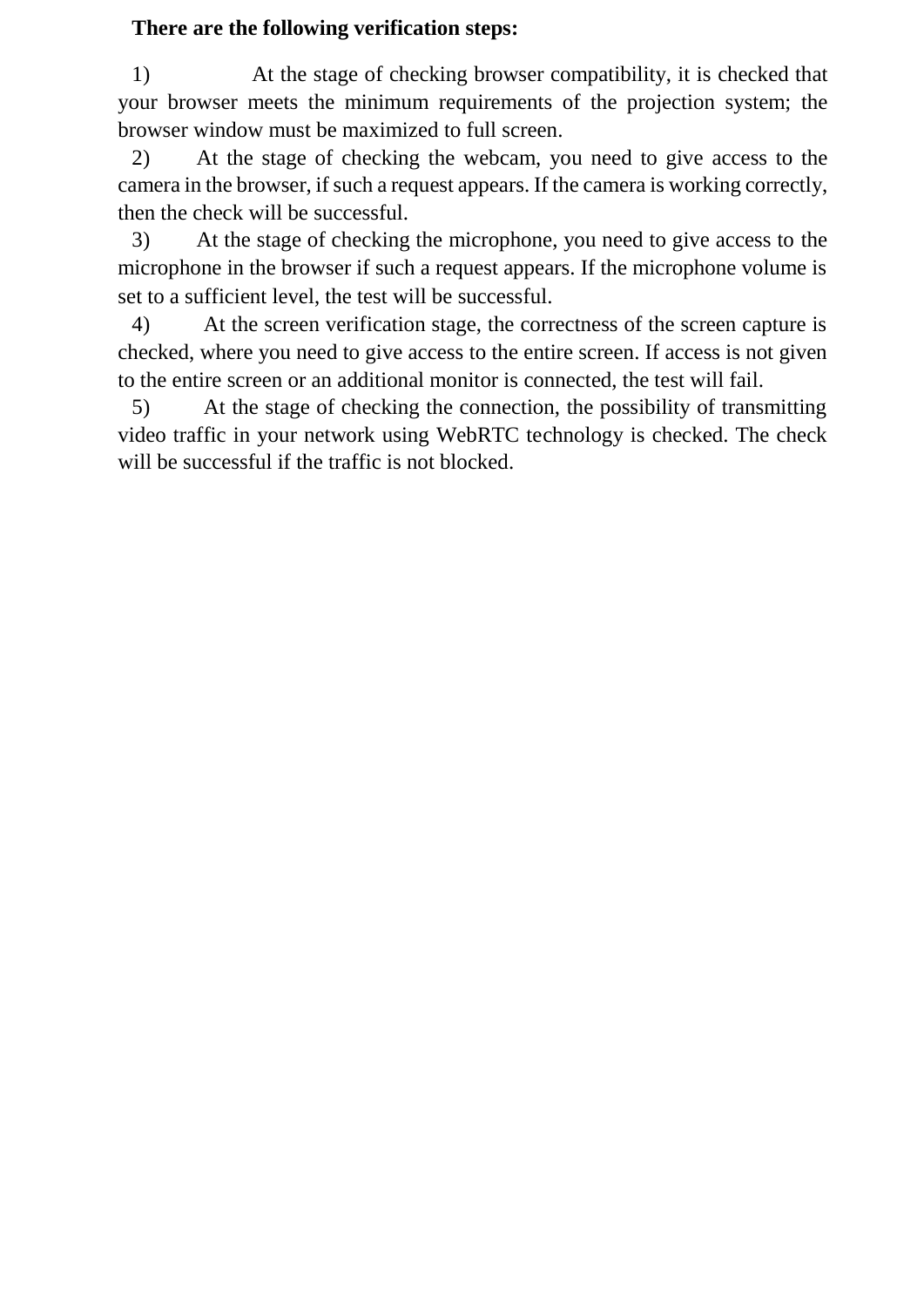**There are the following verification steps:**

1) At the stage of checking browser compatibility, it is checked that your browser meets the minimum requirements of the projection system; the browser window must be maximized to full screen.
2) At the stage of checking the webcam, you need to give access to the camera in the browser, if such a request appears. If the camera is working correctly, then the check will be successful.
3) At the stage of checking the microphone, you need to give access to the microphone in the browser if such a request appears. If the microphone volume is set to a sufficient level, the test will be successful.
4) At the screen verification stage, the correctness of the screen capture is checked, where you need to give access to the entire screen. If access is not given to the entire screen or an additional monitor is connected, the test will fail.
5) At the stage of checking the connection, the possibility of transmitting video traffic in your network using WebRTC technology is checked. The check will be successful if the traffic is not blocked.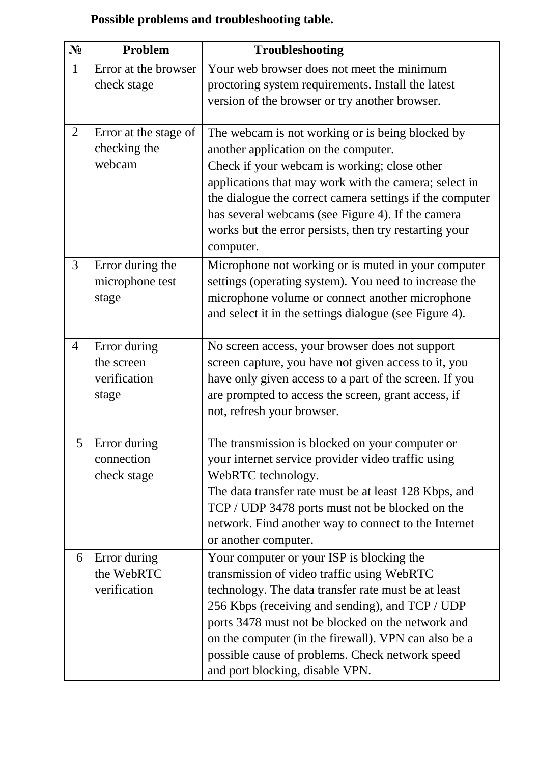**Possible problems and troubleshooting table.**

| № | Problem | Troubleshooting |
|---|---|---|
| 1 | Error at the browser check stage | Your web browser does not meet the minimum proctoring system requirements. Install the latest version of the browser or try another browser. |
| 2 | Error at the stage of checking the webcam | The webcam is not working or is being blocked by another application on the computer. Check if your webcam is working; close other applications that may work with the camera; select in the dialogue the correct camera settings if the computer has several webcams (see Figure 4). If the camera works but the error persists, then try restarting your computer. |
| 3 | Error during the microphone test stage | Microphone not working or is muted in your computer settings (operating system). You need to increase the microphone volume or connect another microphone and select it in the settings dialogue (see Figure 4). |
| 4 | Error during the screen verification stage | No screen access, your browser does not support screen capture, you have not given access to it, you have only given access to a part of the screen. If you are prompted to access the screen, grant access, if not, refresh your browser. |
| 5 | Error during connection check stage | The transmission is blocked on your computer or your internet service provider video traffic using WebRTC technology. The data transfer rate must be at least 128 Kbps, and TCP / UDP 3478 ports must not be blocked on the network. Find another way to connect to the Internet or another computer. |
| 6 | Error during the WebRTC verification | Your computer or your ISP is blocking the transmission of video traffic using WebRTC technology. The data transfer rate must be at least 256 Kbps (receiving and sending), and TCP / UDP ports 3478 must not be blocked on the network and on the computer (in the firewall). VPN can also be a possible cause of problems. Check network speed and port blocking, disable VPN. |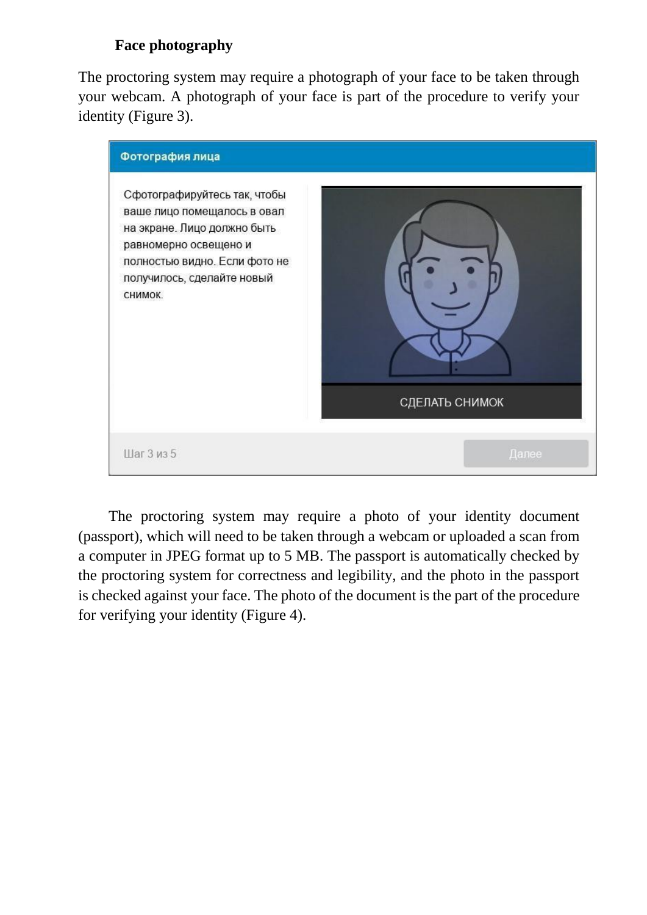**Face photography**

The proctoring system may require a photograph of your face to be taken through your webcam. A photograph of your face is part of the procedure to verify your identity (Figure 3).

The proctoring system may require a photo of your identity document (passport), which will need to be taken through a webcam or uploaded a scan from a computer in JPEG format up to 5 MB. The passport is automatically checked by the proctoring system for correctness and legibility, and the photo in the passport is checked against your face. The photo of the document is the part of the procedure for verifying your identity (Figure 4).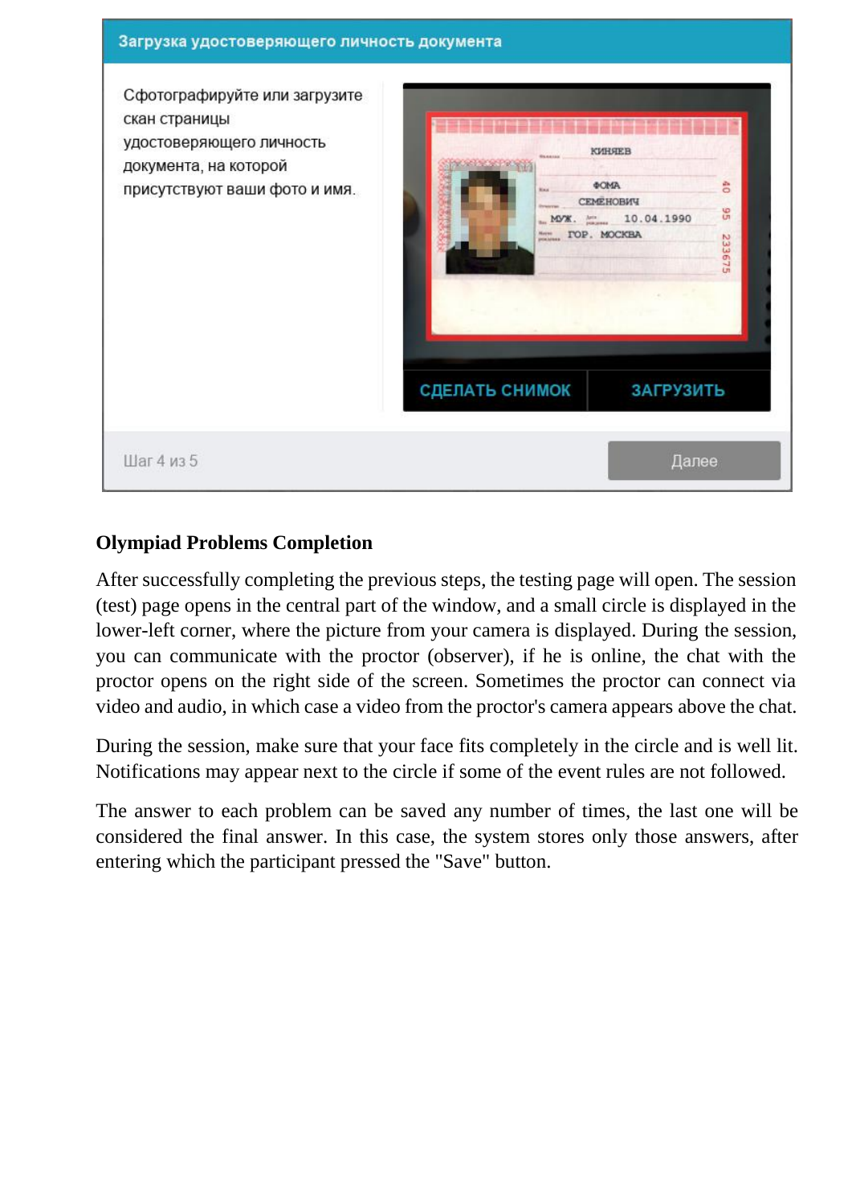**Загрузка удостоверяющего личность документа**

Сфотографируйте или загрузите скан страницы удостоверяющего личность документа, на которой присутствуют ваши фото и имя.

СДЕЛАТЬ СНИМОК | ЗАГРУЗИТЬ

Шаг 4 из 5 | Далее

## Olympiad Problems Completion

After successfully completing the previous steps, the testing page will open. The session (test) page opens in the central part of the window, and a small circle is displayed in the lower-left corner, where the picture from your camera is displayed. During the session, you can communicate with the proctor (observer), if he is online, the chat with the proctor opens on the right side of the screen. Sometimes the proctor can connect via video and audio, in which case a video from the proctor's camera appears above the chat.

During the session, make sure that your face fits completely in the circle and is well lit. Notifications may appear next to the circle if some of the event rules are not followed.

The answer to each problem can be saved any number of times, the last one will be considered the final answer. In this case, the system stores only those answers, after entering which the participant pressed the "Save" button.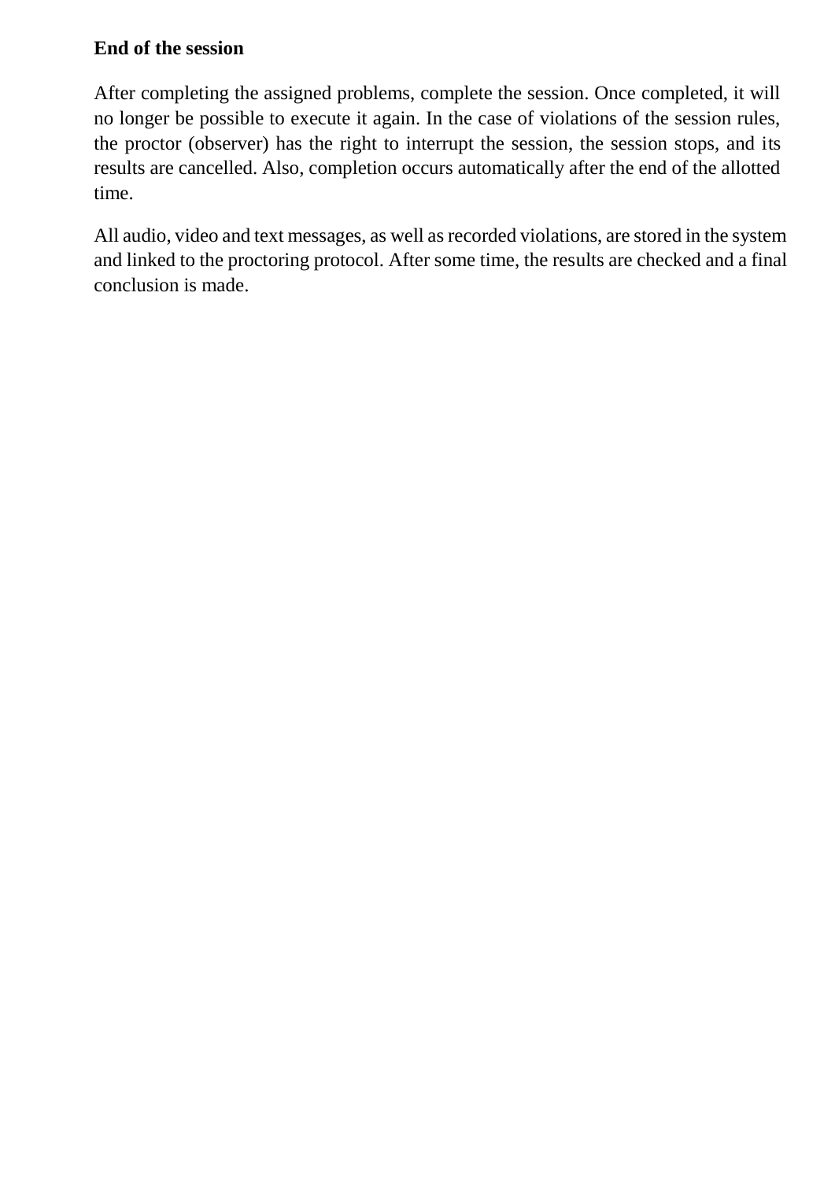**End of the session**

After completing the assigned problems, complete the session. Once completed, it will no longer be possible to execute it again. In the case of violations of the session rules, the proctor (observer) has the right to interrupt the session, the session stops, and its results are cancelled. Also, completion occurs automatically after the end of the allotted time.

All audio, video and text messages, as well as recorded violations, are stored in the system and linked to the proctoring protocol. After some time, the results are checked and a final conclusion is made.